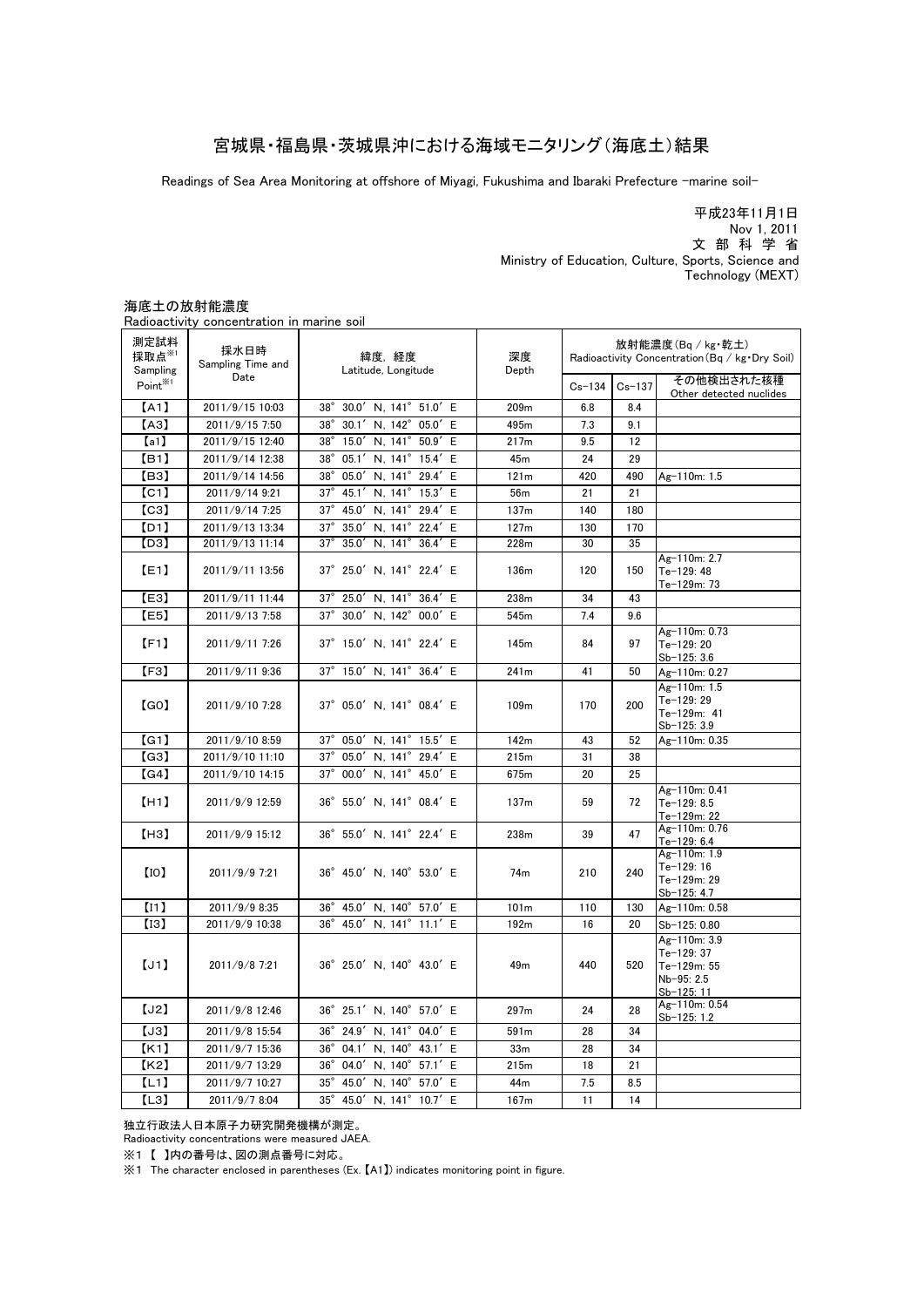# 宮城県・福島県・茨城県沖における海域モニタリング（海底土）結果

Readings of Sea Area Monitoring at offshore of Miyagi, Fukushima and Ibaraki Prefecture -marine soil-

平成23年11月1日
Nov 1, 2011
文 部 科 学 省
Ministry of Education, Culture, Sports, Science and Technology (MEXT)

海底土の放射能濃度
Radioactivity concentration in marine soil

| 測定試料採取点※1 Sampling Point※1 | 採水日時 Sampling Time and Date | 緯度, 経度 Latitude, Longitude | 深度 Depth | 放射能濃度(Bq / kg・乾土) Radioactivity Concentration(Bq / kg・Dry Soil) | | |
|---|---|---|---|---|---|---|
| | | | | Cs-134 | Cs-137 | その他検出された核種 Other detected nuclides |
| 【A1】 | 2011/9/15 10:03 | 38° 30.0′ N, 141° 51.0′ E | 209m | 6.8 | 8.4 | |
| 【A3】 | 2011/9/15 7:50 | 38° 30.1′ N, 142° 05.0′ E | 495m | 7.3 | 9.1 | |
| 【a1】 | 2011/9/15 12:40 | 38° 15.0′ N, 141° 50.9′ E | 217m | 9.5 | 12 | |
| 【B1】 | 2011/9/14 12:38 | 38° 05.1′ N, 141° 15.4′ E | 45m | 24 | 29 | |
| 【B3】 | 2011/9/14 14:56 | 38° 05.0′ N, 141° 29.4′ E | 121m | 420 | 490 | Ag-110m: 1.5 |
| 【C1】 | 2011/9/14 9:21 | 37° 45.1′ N, 141° 15.3′ E | 56m | 21 | 21 | |
| 【C3】 | 2011/9/14 7:25 | 37° 45.0′ N, 141° 29.4′ E | 137m | 140 | 180 | |
| 【D1】 | 2011/9/13 13:34 | 37° 35.0′ N, 141° 22.4′ E | 127m | 130 | 170 | |
| 【D3】 | 2011/9/13 11:14 | 37° 35.0′ N, 141° 36.4′ E | 228m | 30 | 35 | |
| 【E1】 | 2011/9/11 13:56 | 37° 25.0′ N, 141° 22.4′ E | 136m | 120 | 150 | Ag-110m: 2.7<br>Te-129: 48<br>Te-129m: 73 |
| 【E3】 | 2011/9/11 11:44 | 37° 25.0′ N, 141° 36.4′ E | 238m | 34 | 43 | |
| 【E5】 | 2011/9/13 7:58 | 37° 30.0′ N, 142° 00.0′ E | 545m | 7.4 | 9.6 | |
| 【F1】 | 2011/9/11 7:26 | 37° 15.0′ N, 141° 22.4′ E | 145m | 84 | 97 | Ag-110m: 0.73<br>Te-129: 20<br>Sb-125: 3.6 |
| 【F3】 | 2011/9/11 9:36 | 37° 15.0′ N, 141° 36.4′ E | 241m | 41 | 50 | Ag-110m: 0.27 |
| 【G0】 | 2011/9/10 7:28 | 37° 05.0′ N, 141° 08.4′ E | 109m | 170 | 200 | Ag-110m: 1.5<br>Te-129: 29<br>Te-129m: 41<br>Sb-125: 3.9 |
| 【G1】 | 2011/9/10 8:59 | 37° 05.0′ N, 141° 15.5′ E | 142m | 43 | 52 | Ag-110m: 0.35 |
| 【G3】 | 2011/9/10 11:10 | 37° 05.0′ N, 141° 29.4′ E | 215m | 31 | 38 | |
| 【G4】 | 2011/9/10 14:15 | 37° 00.0′ N, 141° 45.0′ E | 675m | 20 | 25 | |
| 【H1】 | 2011/9/9 12:59 | 36° 55.0′ N, 141° 08.4′ E | 137m | 59 | 72 | Ag-110m: 0.41<br>Te-129: 8.5<br>Te-129m: 22 |
| 【H3】 | 2011/9/9 15:12 | 36° 55.0′ N, 141° 22.4′ E | 238m | 39 | 47 | Ag-110m: 0.76<br>Te-129: 6.4 |
| 【I0】 | 2011/9/9 7:21 | 36° 45.0′ N, 140° 53.0′ E | 74m | 210 | 240 | Ag-110m: 1.9<br>Te-129: 16<br>Te-129m: 29<br>Sb-125: 4.7 |
| 【I1】 | 2011/9/9 8:35 | 36° 45.0′ N, 140° 57.0′ E | 101m | 110 | 130 | Ag-110m: 0.58 |
| 【I3】 | 2011/9/9 10:38 | 36° 45.0′ N, 141° 11.1′ E | 192m | 16 | 20 | Sb-125: 0.80 |
| 【J1】 | 2011/9/8 7:21 | 36° 25.0′ N, 140° 43.0′ E | 49m | 440 | 520 | Ag-110m: 3.9<br>Te-129: 37<br>Te-129m: 55<br>Nb-95: 2.5<br>Sb-125: 11 |
| 【J2】 | 2011/9/8 12:46 | 36° 25.1′ N, 140° 57.0′ E | 297m | 24 | 28 | Ag-110m: 0.54<br>Sb-125: 1.2 |
| 【J3】 | 2011/9/8 15:54 | 36° 24.9′ N, 141° 04.0′ E | 591m | 28 | 34 | |
| 【K1】 | 2011/9/7 15:36 | 36° 04.1′ N, 140° 43.1′ E | 33m | 28 | 34 | |
| 【K2】 | 2011/9/7 13:29 | 36° 04.0′ N, 140° 57.1′ E | 215m | 18 | 21 | |
| 【L1】 | 2011/9/7 10:27 | 35° 45.0′ N, 140° 57.0′ E | 44m | 7.5 | 8.5 | |
| 【L3】 | 2011/9/7 8:04 | 35° 45.0′ N, 141° 10.7′ E | 167m | 11 | 14 | |

独立行政法人日本原子力研究開発機構が測定。
Radioactivity concentrations were measured JAEA.

※1 【 】内の番号は、図の測点番号に対応。
※1 The character enclosed in parentheses (Ex.【A1】) indicates monitoring point in figure.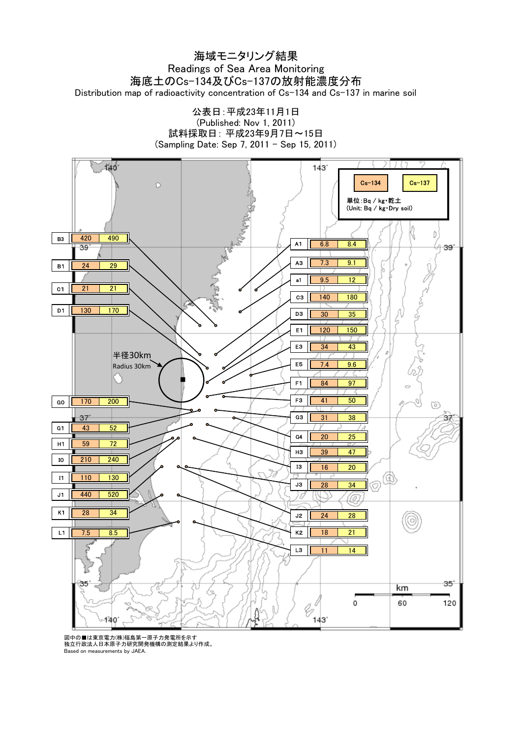# 海域モニタリング結果

Readings of Sea Area Monitoring

## 海底土のCs-134及びCs-137の放射能濃度分布

Distribution map of radioactivity concentration of Cs-134 and Cs-137 in marine soil

公表日：平成23年11月1日
(Published: Nov 1, 2011)
試料採取日：平成23年9月7日～15日
(Sampling Date: Sep 7, 2011 - Sep 15, 2011)

単位：Bq / kg・乾土
(Unit: Bq / kg・Dry soil)

| Point | Cs-134 | Cs-137 |
| --- | --- | --- |
| B3 | 420 | 490 |
| B1 | 24 | 29 |
| C1 | 21 | 21 |
| D1 | 130 | 170 |
| G0 | 170 | 200 |
| G1 | 43 | 52 |
| H1 | 59 | 72 |
| I0 | 210 | 240 |
| I1 | 110 | 130 |
| J1 | 440 | 520 |
| K1 | 28 | 34 |
| L1 | 7.5 | 8.5 |
| A1 | 6.8 | 8.4 |
| A3 | 7.3 | 9.1 |
| a1 | 9.5 | 12 |
| C3 | 140 | 180 |
| D3 | 30 | 35 |
| E1 | 120 | 150 |
| E3 | 34 | 43 |
| E5 | 7.4 | 9.6 |
| F1 | 84 | 97 |
| F3 | 41 | 50 |
| G3 | 31 | 38 |
| G4 | 20 | 25 |
| H3 | 39 | 47 |
| I3 | 16 | 20 |
| J3 | 28 | 34 |
| J2 | 24 | 28 |
| K2 | 18 | 21 |
| L3 | 11 | 14 |

半径30km
Radius 30km

図中の■は東京電力(株)福島第一原子力発電所を示す
独立行政法人日本原子力研究開発機構の測定結果より作成。
Based on measurements by JAEA.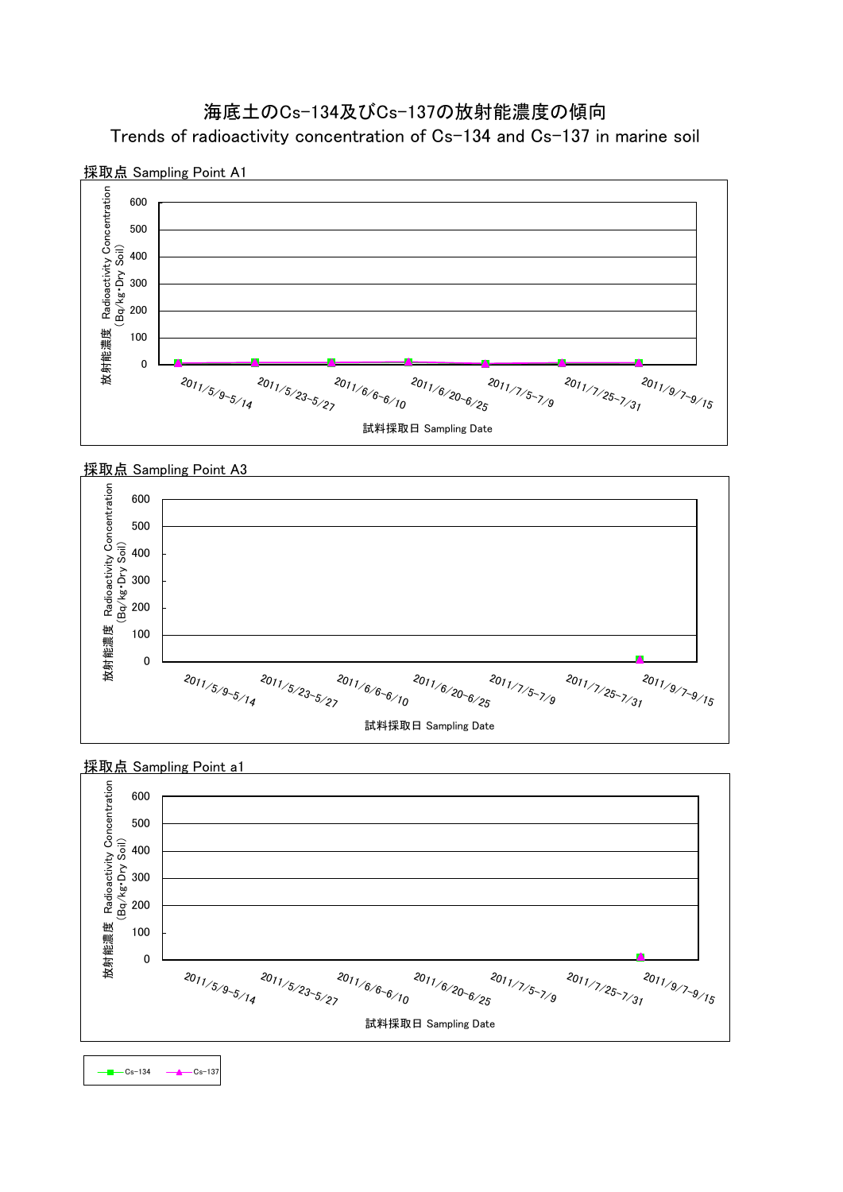# 海底土のCs-134及びCs-137の放射能濃度の傾向

## Trends of radioactivity concentration of Cs-134 and Cs-137 in marine soil

採取点 Sampling Point A1

放射能濃度 Radioactivity Concentration (Bq/kg･Dry Soil)

600
500
400
300
200
100
0

2011/5/9-5/14
2011/5/23-5/27
2011/6/6-6/10
2011/6/20-6/25
2011/7/5-7/9
2011/7/25-7/31
2011/9/7-9/15

試料採取日 Sampling Date

採取点 Sampling Point A3

放射能濃度 Radioactivity Concentration (Bq/kg･Dry Soil)

600
500
400
300
200
100
0

2011/5/9-5/14
2011/5/23-5/27
2011/6/6-6/10
2011/6/20-6/25
2011/7/5-7/9
2011/7/25-7/31
2011/9/7-9/15

試料採取日 Sampling Date

採取点 Sampling Point a1

放射能濃度 Radioactivity Concentration (Bq/kg･Dry Soil)

600
500
400
300
200
100
0

2011/5/9-5/14
2011/5/23-5/27
2011/6/6-6/10
2011/6/20-6/25
2011/7/5-7/9
2011/7/25-7/31
2011/9/7-9/15

試料採取日 Sampling Date

Cs-134　Cs-137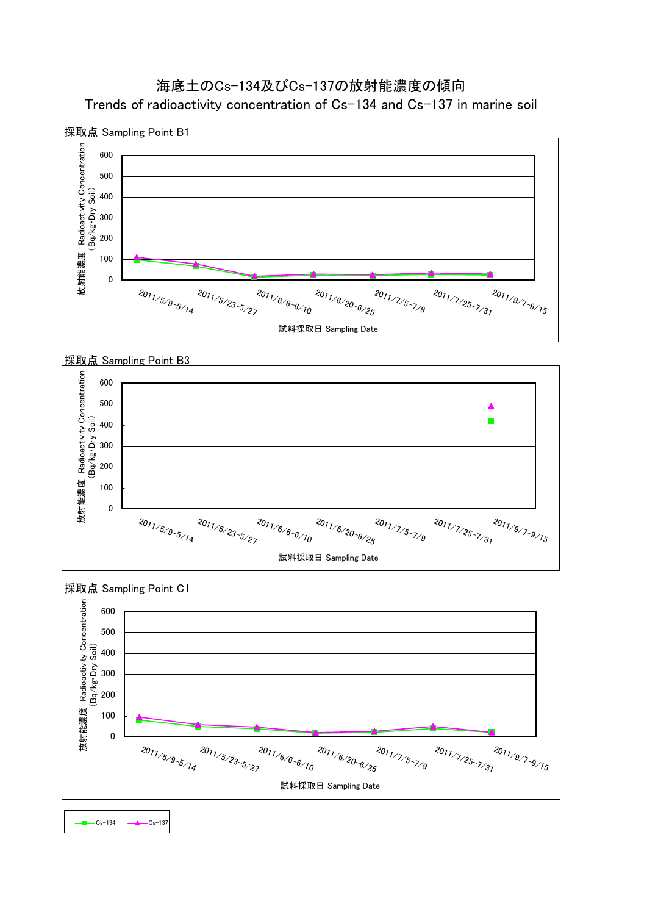# 海底土のCs-134及びCs-137の放射能濃度の傾向

Trends of radioactivity concentration of Cs-134 and Cs-137 in marine soil

採取点 Sampling Point B1

放射能濃度 Radioactivity Concentration (Bq/kg･Dry Soil)

試料採取日 Sampling Date

2011/5/9-5/14, 2011/5/23-5/27, 2011/6/6-6/10, 2011/6/20-6/25, 2011/7/5-7/9, 2011/7/25-7/31, 2011/9/7-9/15

採取点 Sampling Point B3

放射能濃度 Radioactivity Concentration (Bq/kg･Dry Soil)

試料採取日 Sampling Date

2011/5/9-5/14, 2011/5/23-5/27, 2011/6/6-6/10, 2011/6/20-6/25, 2011/7/5-7/9, 2011/7/25-7/31, 2011/9/7-9/15

採取点 Sampling Point C1

放射能濃度 Radioactivity Concentration (Bq/kg･Dry Soil)

試料採取日 Sampling Date

2011/5/9-5/14, 2011/5/23-5/27, 2011/6/6-6/10, 2011/6/20-6/25, 2011/7/5-7/9, 2011/7/25-7/31, 2011/9/7-9/15

Cs-134　Cs-137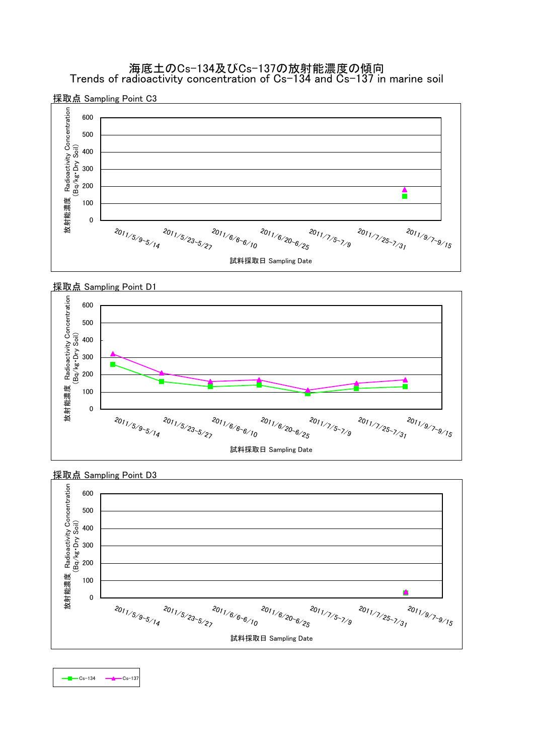# 海底土のCs-134及びCs-137の放射能濃度の傾向
Trends of radioactivity concentration of Cs-134 and Cs-137 in marine soil

採取点 Sampling Point C3

放射能濃度 Radioactivity Concentration (Bq/kg･Dry Soil)

600
500
400
300
200
100
0

2011/5/9-5/14　2011/5/23-5/27　2011/6/6-6/10　2011/6/20-6/25　2011/7/5-7/9　2011/7/25-7/31　2011/9/7-9/15

試料採取日 Sampling Date

採取点 Sampling Point D1

放射能濃度 Radioactivity Concentration (Bq/kg･Dry Soil)

600
500
400
300
200
100
0

2011/5/9-5/14　2011/5/23-5/27　2011/6/6-6/10　2011/6/20-6/25　2011/7/5-7/9　2011/7/25-7/31　2011/9/7-9/15

試料採取日 Sampling Date

採取点 Sampling Point D3

放射能濃度 Radioactivity Concentration (Bq/kg･Dry Soil)

600
500
400
300
200
100
0

2011/5/9-5/14　2011/5/23-5/27　2011/6/6-6/10　2011/6/20-6/25　2011/7/5-7/9　2011/7/25-7/31　2011/9/7-9/15

試料採取日 Sampling Date

Cs-134　Cs-137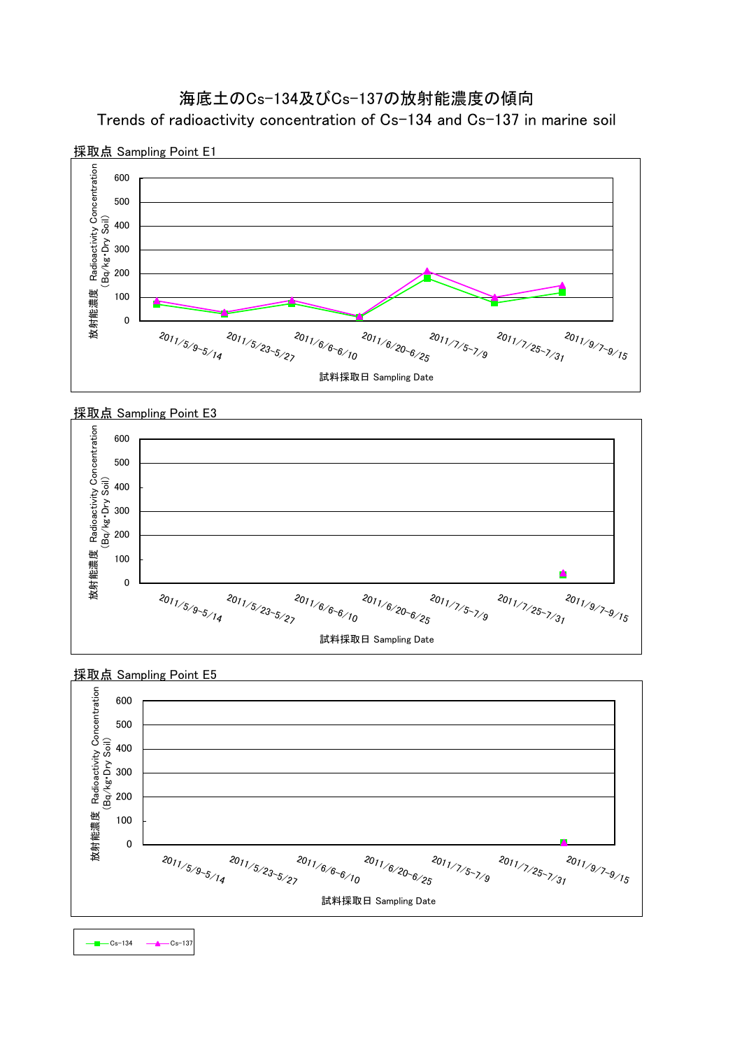# 海底土のCs-134及びCs-137の放射能濃度の傾向

Trends of radioactivity concentration of Cs-134 and Cs-137 in marine soil

採取点 Sampling Point E1

放射能濃度 Radioactivity Concentration (Bq/kg･Dry Soil)

0, 100, 200, 300, 400, 500, 600

2011/5/9-5/14, 2011/5/23-5/27, 2011/6/6-6/10, 2011/6/20-6/25, 2011/7/5-7/9, 2011/7/25-7/31, 2011/9/7-9/15

試料採取日 Sampling Date

採取点 Sampling Point E3

放射能濃度 Radioactivity Concentration (Bq/kg･Dry Soil)

0, 100, 200, 300, 400, 500, 600

2011/5/9-5/14, 2011/5/23-5/27, 2011/6/6-6/10, 2011/6/20-6/25, 2011/7/5-7/9, 2011/7/25-7/31, 2011/9/7-9/15

試料採取日 Sampling Date

採取点 Sampling Point E5

放射能濃度 Radioactivity Concentration (Bq/kg･Dry Soil)

0, 100, 200, 300, 400, 500, 600

2011/5/9-5/14, 2011/5/23-5/27, 2011/6/6-6/10, 2011/6/20-6/25, 2011/7/5-7/9, 2011/7/25-7/31, 2011/9/7-9/15

試料採取日 Sampling Date

Cs-134　Cs-137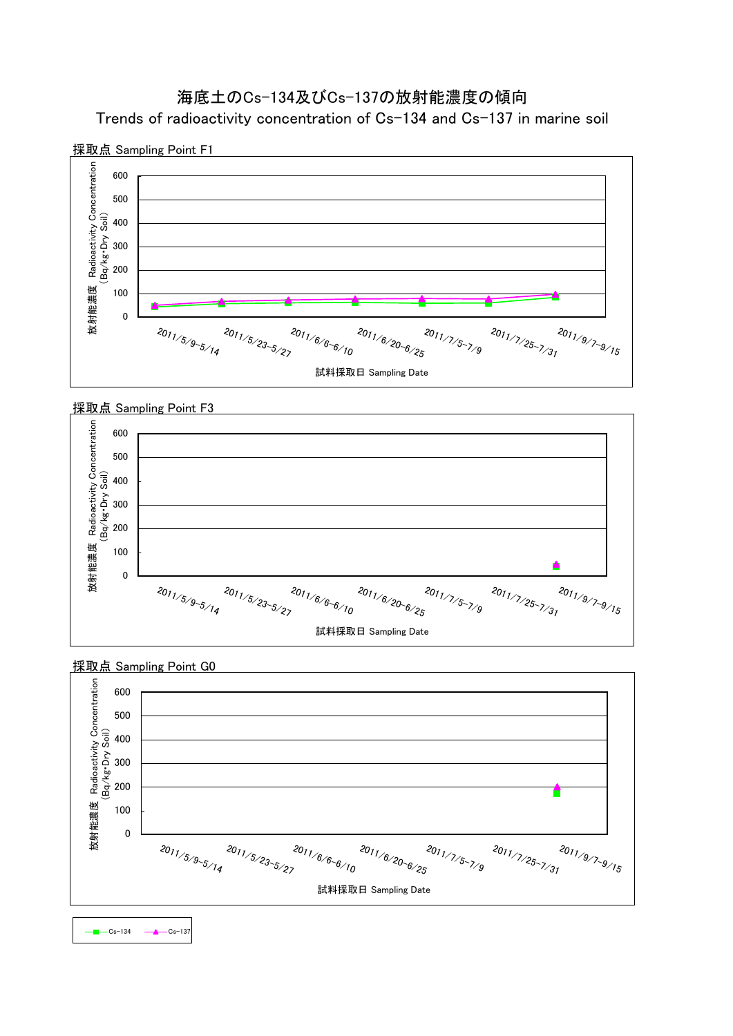# 海底土のCs-134及びCs-137の放射能濃度の傾向

Trends of radioactivity concentration of Cs-134 and Cs-137 in marine soil

## 採取点 Sampling Point F1

放射能濃度 Radioactivity Concentration (Bq/kg･Dry Soil)

600, 500, 400, 300, 200, 100, 0

2011/5/9-5/14, 2011/5/23-5/27, 2011/6/6-6/10, 2011/6/20-6/25, 2011/7/5-7/9, 2011/7/25-7/31, 2011/9/7-9/15

試料採取日 Sampling Date

## 採取点 Sampling Point F3

放射能濃度 Radioactivity Concentration (Bq/kg･Dry Soil)

600, 500, 400, 300, 200, 100, 0

2011/5/9-5/14, 2011/5/23-5/27, 2011/6/6-6/10, 2011/6/20-6/25, 2011/7/5-7/9, 2011/7/25-7/31, 2011/9/7-9/15

試料採取日 Sampling Date

## 採取点 Sampling Point G0

放射能濃度 Radioactivity Concentration (Bq/kg･Dry Soil)

600, 500, 400, 300, 200, 100, 0

2011/5/9-5/14, 2011/5/23-5/27, 2011/6/6-6/10, 2011/6/20-6/25, 2011/7/5-7/9, 2011/7/25-7/31, 2011/9/7-9/15

試料採取日 Sampling Date

Cs-134　Cs-137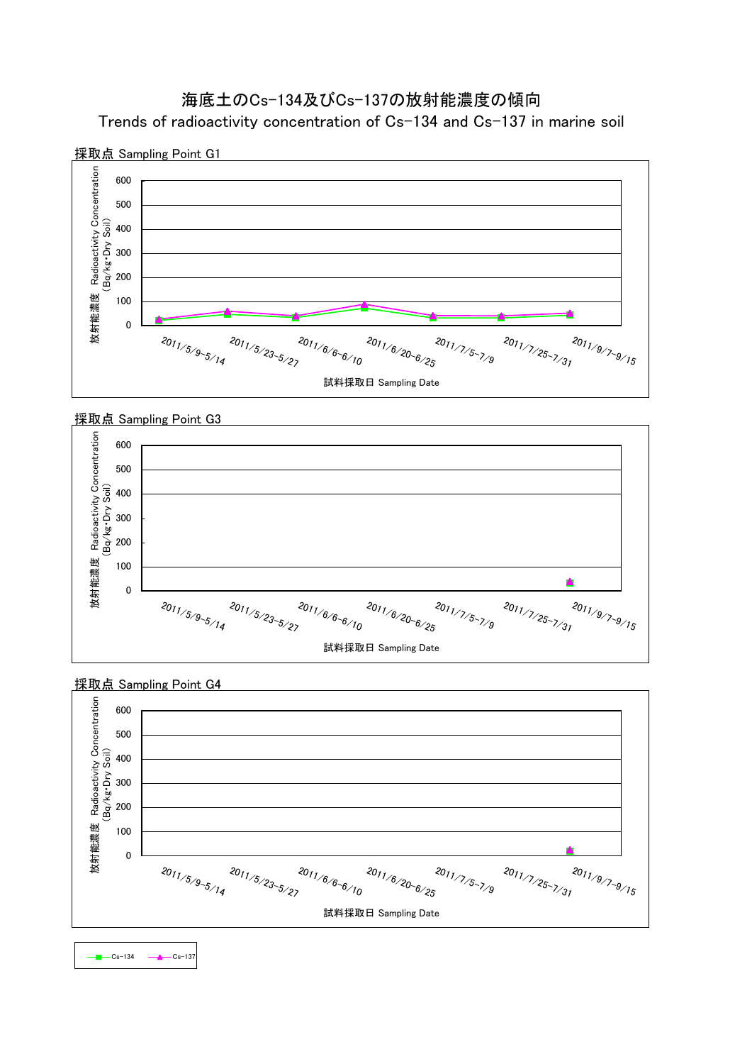# 海底土のCs-134及びCs-137の放射能濃度の傾向

Trends of radioactivity concentration of Cs-134 and Cs-137 in marine soil

採取点 Sampling Point G1

放射能濃度 Radioactivity Concentration (Bq/kg･Dry Soil)

0, 100, 200, 300, 400, 500, 600

2011/5/9-5/14, 2011/5/23-5/27, 2011/6/6-6/10, 2011/6/20-6/25, 2011/7/5-7/9, 2011/7/25-7/31, 2011/9/7-9/15

試料採取日 Sampling Date

採取点 Sampling Point G3

放射能濃度 Radioactivity Concentration (Bq/kg･Dry Soil)

0, 100, 200, 300, 400, 500, 600

2011/5/9-5/14, 2011/5/23-5/27, 2011/6/6-6/10, 2011/6/20-6/25, 2011/7/5-7/9, 2011/7/25-7/31, 2011/9/7-9/15

試料採取日 Sampling Date

採取点 Sampling Point G4

放射能濃度 Radioactivity Concentration (Bq/kg･Dry Soil)

0, 100, 200, 300, 400, 500, 600

2011/5/9-5/14, 2011/5/23-5/27, 2011/6/6-6/10, 2011/6/20-6/25, 2011/7/5-7/9, 2011/7/25-7/31, 2011/9/7-9/15

試料採取日 Sampling Date

Cs-134　Cs-137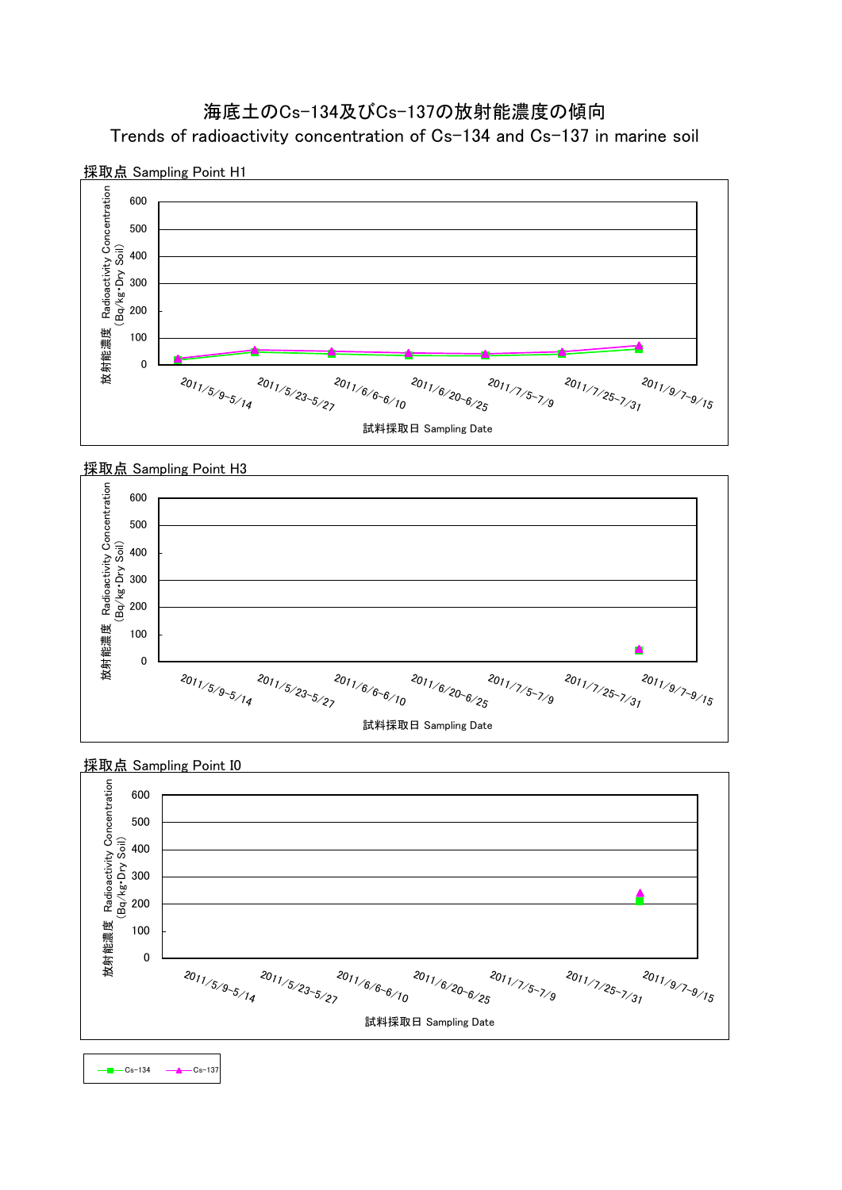# 海底土のCs-134及びCs-137の放射能濃度の傾向

## Trends of radioactivity concentration of Cs-134 and Cs-137 in marine soil

### 採取点 Sampling Point H1

放射能濃度 Radioactivity Concentration (Bq/kg･Dry Soil)

600, 500, 400, 300, 200, 100, 0

2011/5/9-5/14, 2011/5/23-5/27, 2011/6/6-6/10, 2011/6/20-6/25, 2011/7/5-7/9, 2011/7/25-7/31, 2011/9/7-9/15

試料採取日 Sampling Date

### 採取点 Sampling Point H3

放射能濃度 Radioactivity Concentration (Bq/kg･Dry Soil)

600, 500, 400, 300, 200, 100, 0

2011/5/9-5/14, 2011/5/23-5/27, 2011/6/6-6/10, 2011/6/20-6/25, 2011/7/5-7/9, 2011/7/25-7/31, 2011/9/7-9/15

試料採取日 Sampling Date

### 採取点 Sampling Point I0

放射能濃度 Radioactivity Concentration (Bq/kg･Dry Soil)

600, 500, 400, 300, 200, 100, 0

2011/5/9-5/14, 2011/5/23-5/27, 2011/6/6-6/10, 2011/6/20-6/25, 2011/7/5-7/9, 2011/7/25-7/31, 2011/9/7-9/15

試料採取日 Sampling Date

Cs-134　Cs-137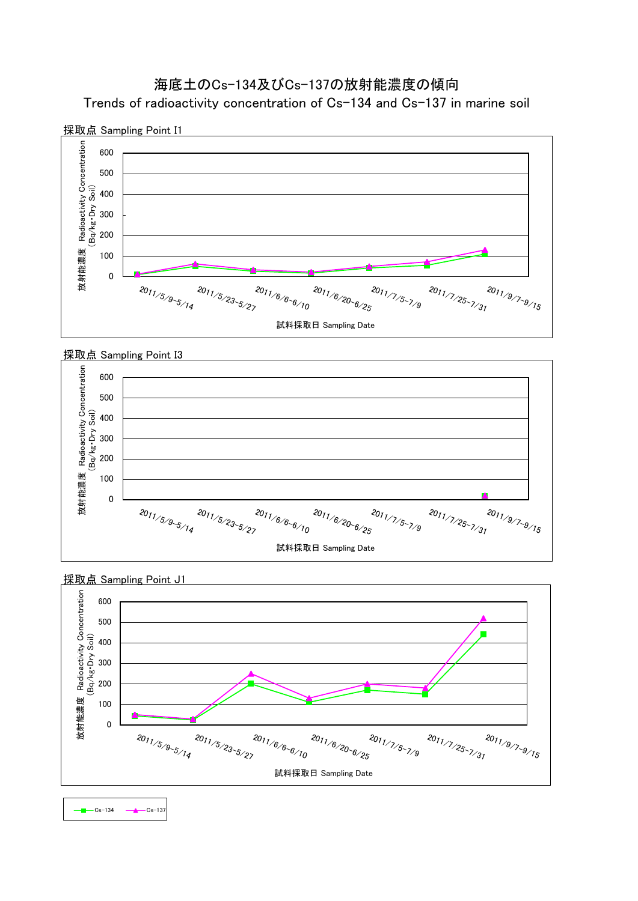# 海底土のCs-134及びCs-137の放射能濃度の傾向

## Trends of radioactivity concentration of Cs-134 and Cs-137 in marine soil

採取点 Sampling Point I1

放射能濃度 Radioactivity Concentration (Bq/kg･Dry Soil)

600
500
400
300
200
100
0

2011/5/9-5/14 2011/5/23-5/27 2011/6/6-6/10 2011/6/20-6/25 2011/7/5-7/9 2011/7/25-7/31 2011/9/7-9/15

試料採取日 Sampling Date

採取点 Sampling Point I3

放射能濃度 Radioactivity Concentration (Bq/kg･Dry Soil)

600
500
400
300
200
100
0

2011/5/9-5/14 2011/5/23-5/27 2011/6/6-6/10 2011/6/20-6/25 2011/7/5-7/9 2011/7/25-7/31 2011/9/7-9/15

試料採取日 Sampling Date

採取点 Sampling Point J1

放射能濃度 Radioactivity Concentration (Bq/kg･Dry Soil)

600
500
400
300
200
100
0

2011/5/9-5/14 2011/5/23-5/27 2011/6/6-6/10 2011/6/20-6/25 2011/7/5-7/9 2011/7/25-7/31 2011/9/7-9/15

試料採取日 Sampling Date

Cs-134 Cs-137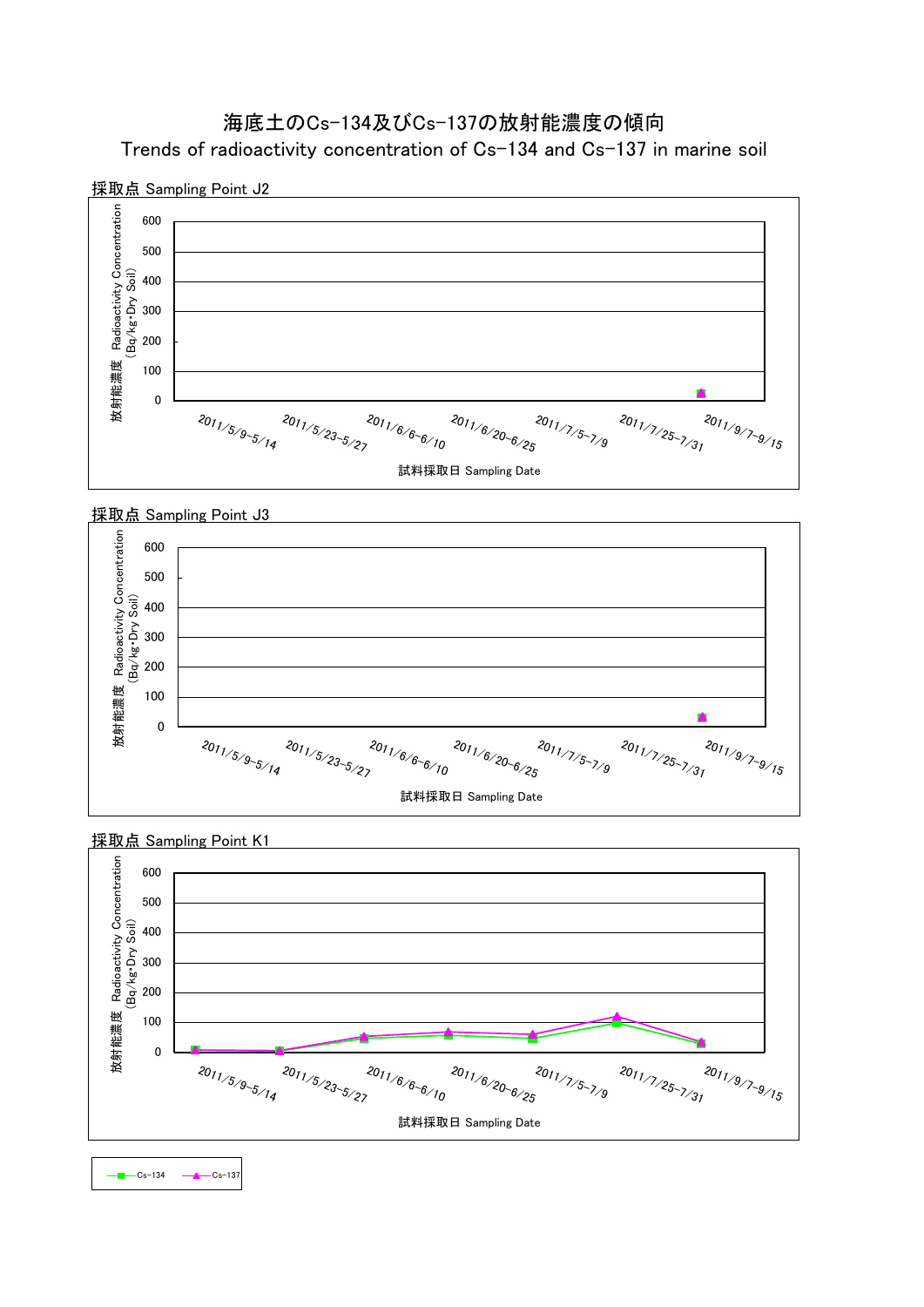# 海底土のCs-134及びCs-137の放射能濃度の傾向

Trends of radioactivity concentration of Cs-134 and Cs-137 in marine soil

採取点 Sampling Point J2

放射能濃度 Radioactivity Concentration (Bq/kg･Dry Soil)

600, 500, 400, 300, 200, 100, 0

2011/5/9-5/14, 2011/5/23-5/27, 2011/6/6-6/10, 2011/6/20-6/25, 2011/7/5-7/9, 2011/7/25-7/31, 2011/9/7-9/15

試料採取日 Sampling Date

採取点 Sampling Point J3

放射能濃度 Radioactivity Concentration (Bq/kg･Dry Soil)

600, 500, 400, 300, 200, 100, 0

2011/5/9-5/14, 2011/5/23-5/27, 2011/6/6-6/10, 2011/6/20-6/25, 2011/7/5-7/9, 2011/7/25-7/31, 2011/9/7-9/15

試料採取日 Sampling Date

採取点 Sampling Point K1

放射能濃度 Radioactivity Concentration (Bq/kg･Dry Soil)

600, 500, 400, 300, 200, 100, 0

2011/5/9-5/14, 2011/5/23-5/27, 2011/6/6-6/10, 2011/6/20-6/25, 2011/7/5-7/9, 2011/7/25-7/31, 2011/9/7-9/15

試料採取日 Sampling Date

Cs-134　Cs-137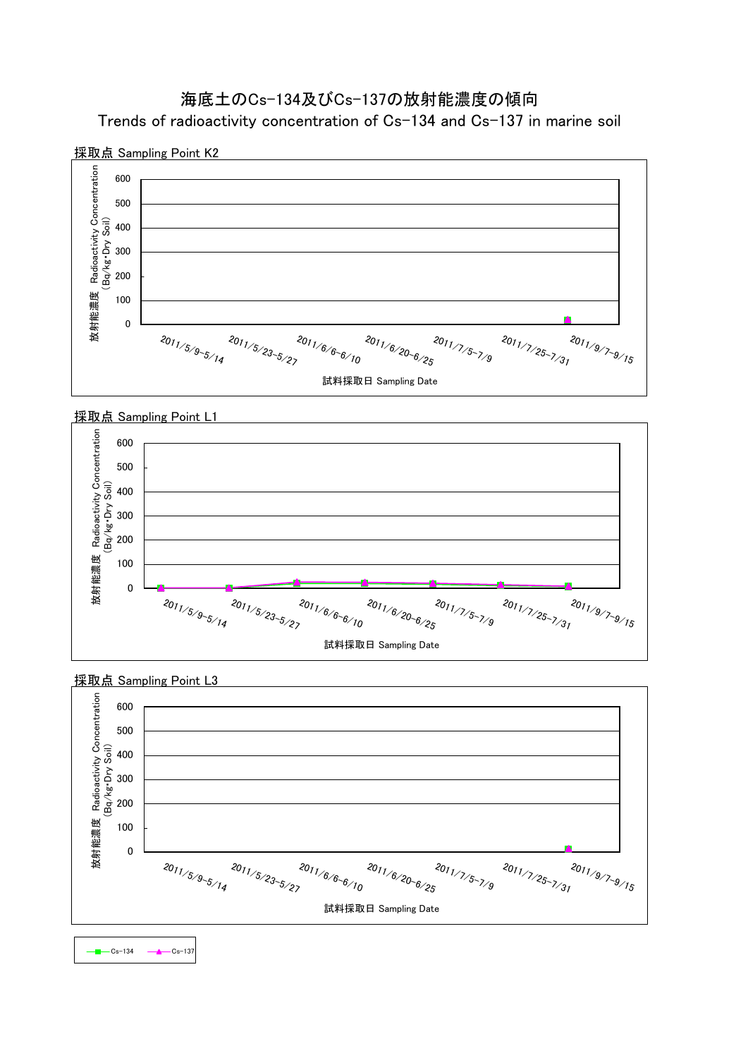# 海底土のCs-134及びCs-137の放射能濃度の傾向

## Trends of radioactivity concentration of Cs-134 and Cs-137 in marine soil

採取点 Sampling Point K2

放射能濃度 Radioactivity Concentration (Bq/kg･Dry Soil)

600
500
400
300
200
100
0

2011/5/9~5/14
2011/5/23~5/27
2011/6/6~6/10
2011/6/20~6/25
2011/7/5~7/9
2011/7/25~7/31
2011/9/7~9/15

試料採取日 Sampling Date

採取点 Sampling Point L1

放射能濃度 Radioactivity Concentration (Bq/kg･Dry Soil)

600
500
400
300
200
100
0

2011/5/9~5/14
2011/5/23~5/27
2011/6/6~6/10
2011/6/20~6/25
2011/7/5~7/9
2011/7/25~7/31
2011/9/7~9/15

試料採取日 Sampling Date

採取点 Sampling Point L3

放射能濃度 Radioactivity Concentration (Bq/kg･Dry Soil)

600
500
400
300
200
100
0

2011/5/9~5/14
2011/5/23~5/27
2011/6/6~6/10
2011/6/20~6/25
2011/7/5~7/9
2011/7/25~7/31
2011/9/7~9/15

試料採取日 Sampling Date

Cs-134
Cs-137